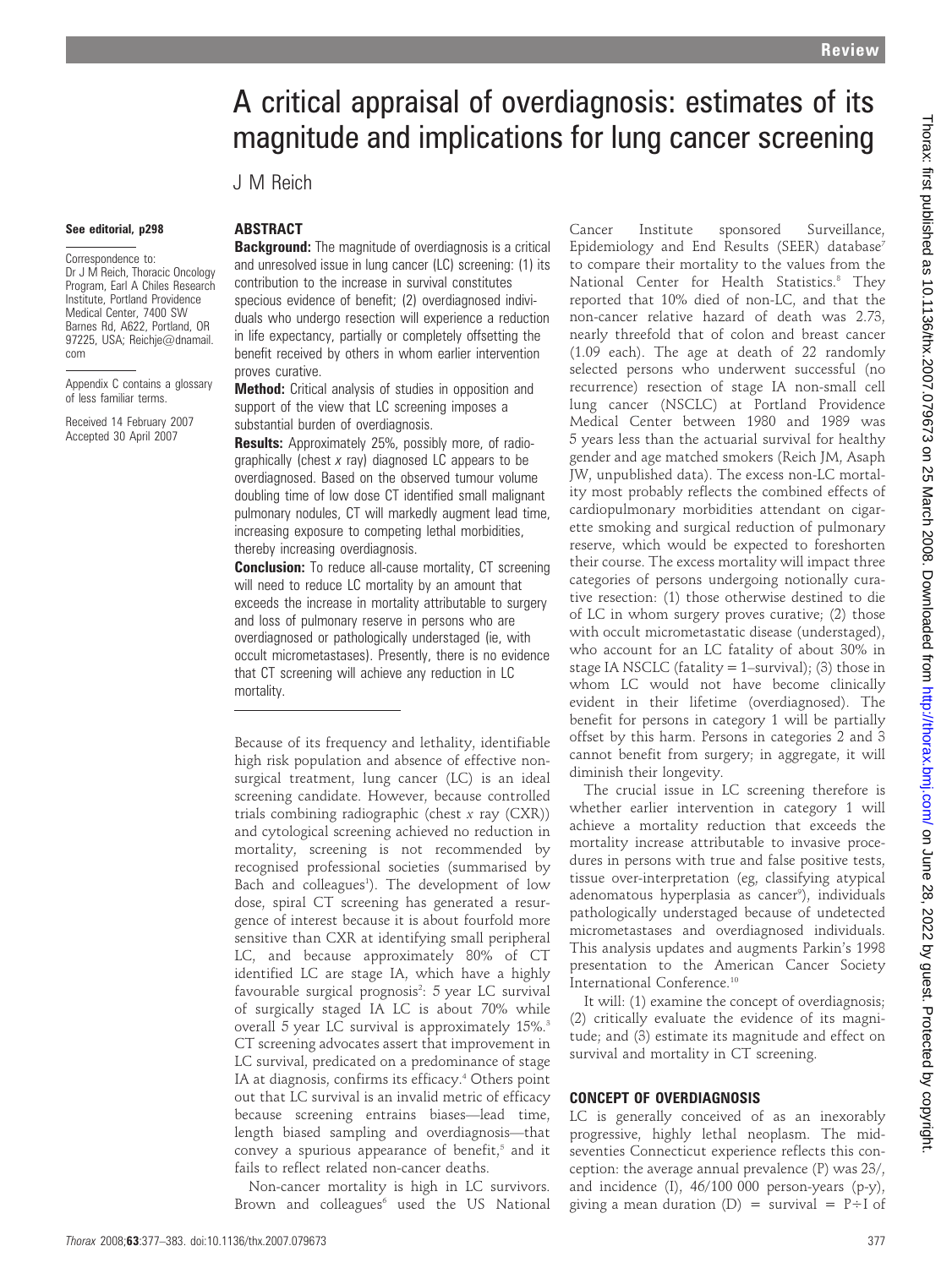# A critical appraisal of overdiagnosis: estimates of its magnitude and implications for lung cancer screening

J M Reich

See editorial, p298

Correspondence to: Dr J M Reich, Thoracic Oncology Program, Earl A Chiles Research Institute, Portland Providence Medical Center, 7400 SW Barnes Rd, A622, Portland, OR 97225, USA; Reichje@dnamail.com

Appendix C contains a glossary of less familiar terms.

Received 14 February 2007
Accepted 30 April 2007

## ABSTRACT

**Background:** The magnitude of overdiagnosis is a critical and unresolved issue in lung cancer (LC) screening: (1) its contribution to the increase in survival constitutes specious evidence of benefit; (2) overdiagnosed individuals who undergo resection will experience a reduction in life expectancy, partially or completely offsetting the benefit received by others in whom earlier intervention proves curative.

**Method:** Critical analysis of studies in opposition and support of the view that LC screening imposes a substantial burden of overdiagnosis.

**Results:** Approximately 25%, possibly more, of radiographically (chest *x* ray) diagnosed LC appears to be overdiagnosed. Based on the observed tumour volume doubling time of low dose CT identified small malignant pulmonary nodules, CT will markedly augment lead time, increasing exposure to competing lethal morbidities, thereby increasing overdiagnosis.

**Conclusion:** To reduce all-cause mortality, CT screening will need to reduce LC mortality by an amount that exceeds the increase in mortality attributable to surgery and loss of pulmonary reserve in persons who are overdiagnosed or pathologically understaged (ie, with occult micrometastases). Presently, there is no evidence that CT screening will achieve any reduction in LC mortality.

Because of its frequency and lethality, identifiable high risk population and absence of effective non-surgical treatment, lung cancer (LC) is an ideal screening candidate. However, because controlled trials combining radiographic (chest *x* ray (CXR)) and cytological screening achieved no reduction in mortality, screening is not recommended by recognised professional societies (summarised by Bach and colleagues[1]). The development of low dose, spiral CT screening has generated a resurgence of interest because it is about fourfold more sensitive than CXR at identifying small peripheral LC, and because approximately 80% of CT identified LC are stage IA, which have a highly favourable surgical prognosis[2]: 5 year LC survival of surgically staged IA LC is about 70% while overall 5 year LC survival is approximately 15%.[3] CT screening advocates assert that improvement in LC survival, predicated on a predominance of stage IA at diagnosis, confirms its efficacy.[4] Others point out that LC survival is an invalid metric of efficacy because screening entrains biases—lead time, length biased sampling and overdiagnosis—that convey a spurious appearance of benefit,[5] and it fails to reflect related non-cancer deaths.

Non-cancer mortality is high in LC survivors. Brown and colleagues[6] used the US National Cancer Institute sponsored Surveillance, Epidemiology and End Results (SEER) database[7] to compare their mortality to the values from the National Center for Health Statistics.[8] They reported that 10% died of non-LC, and that the non-cancer relative hazard of death was 2.73, nearly threefold that of colon and breast cancer (1.09 each). The age at death of 22 randomly selected persons who underwent successful (no recurrence) resection of stage IA non-small cell lung cancer (NSCLC) at Portland Providence Medical Center between 1980 and 1989 was 5 years less than the actuarial survival for healthy gender and age matched smokers (Reich JM, Asaph JW, unpublished data). The excess non-LC mortality most probably reflects the combined effects of cardiopulmonary morbidities attendant on cigarette smoking and surgical reduction of pulmonary reserve, which would be expected to foreshorten their course. The excess mortality will impact three categories of persons undergoing notionally curative resection: (1) those otherwise destined to die of LC in whom surgery proves curative; (2) those with occult micrometastatic disease (understaged), who account for an LC fatality of about 30% in stage IA NSCLC (fatality = 1–survival); (3) those in whom LC would not have become clinically evident in their lifetime (overdiagnosed). The benefit for persons in category 1 will be partially offset by this harm. Persons in categories 2 and 3 cannot benefit from surgery; in aggregate, it will diminish their longevity.

The crucial issue in LC screening therefore is whether earlier intervention in category 1 will achieve a mortality reduction that exceeds the mortality increase attributable to invasive procedures in persons with true and false positive tests, tissue over-interpretation (eg, classifying atypical adenomatous hyperplasia as cancer[9]), individuals pathologically understaged because of undetected micrometastases and overdiagnosed individuals. This analysis updates and augments Parkin's 1998 presentation to the American Cancer Society International Conference.[10]

It will: (1) examine the concept of overdiagnosis; (2) critically evaluate the evidence of its magnitude; and (3) estimate its magnitude and effect on survival and mortality in CT screening.

## CONCEPT OF OVERDIAGNOSIS

LC is generally conceived of as an inexorably progressive, highly lethal neoplasm. The mid-seventies Connecticut experience reflects this conception: the average annual prevalence (P) was 23/, and incidence (I), 46/100 000 person-years (p-y), giving a mean duration (D) = survival = P÷I of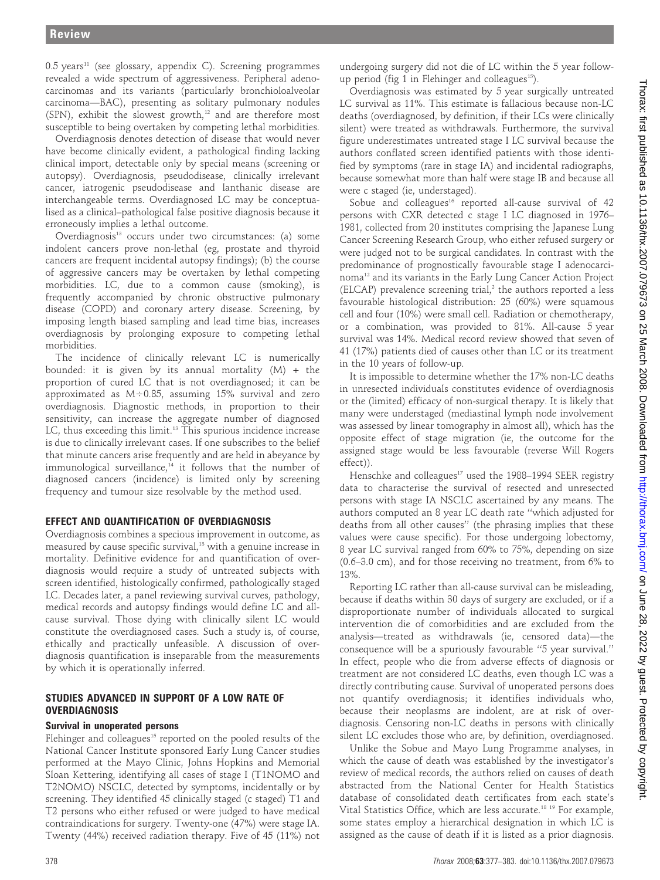0.5 years[11] (see glossary, appendix C). Screening programmes revealed a wide spectrum of aggressiveness. Peripheral adenocarcinomas and its variants (particularly bronchioloalveolar carcinoma—BAC), presenting as solitary pulmonary nodules (SPN), exhibit the slowest growth,[12] and are therefore most susceptible to being overtaken by competing lethal morbidities.

Overdiagnosis denotes detection of disease that would never have become clinically evident, a pathological finding lacking clinical import, detectable only by special means (screening or autopsy). Overdiagnosis, pseudodisease, clinically irrelevant cancer, iatrogenic pseudodisease and lanthanic disease are interchangeable terms. Overdiagnosed LC may be conceptualised as a clinical–pathological false positive diagnosis because it erroneously implies a lethal outcome.

Overdiagnosis[13] occurs under two circumstances: (a) some indolent cancers prove non-lethal (eg, prostate and thyroid cancers are frequent incidental autopsy findings); (b) the course of aggressive cancers may be overtaken by lethal competing morbidities. LC, due to a common cause (smoking), is frequently accompanied by chronic obstructive pulmonary disease (COPD) and coronary artery disease. Screening, by imposing length biased sampling and lead time bias, increases overdiagnosis by prolonging exposure to competing lethal morbidities.

The incidence of clinically relevant LC is numerically bounded: it is given by its annual mortality (M) + the proportion of cured LC that is not overdiagnosed; it can be approximated as $M \div 0.85$, assuming 15% survival and zero overdiagnosis. Diagnostic methods, in proportion to their sensitivity, can increase the aggregate number of diagnosed LC, thus exceeding this limit.[13] This spurious incidence increase is due to clinically irrelevant cases. If one subscribes to the belief that minute cancers arise frequently and are held in abeyance by immunological surveillance,[14] it follows that the number of diagnosed cancers (incidence) is limited only by screening frequency and tumour size resolvable by the method used.

## EFFECT AND QUANTIFICATION OF OVERDIAGNOSIS

Overdiagnosis combines a specious improvement in outcome, as measured by cause specific survival,[13] with a genuine increase in mortality. Definitive evidence for and quantification of overdiagnosis would require a study of untreated subjects with screen identified, histologically confirmed, pathologically staged LC. Decades later, a panel reviewing survival curves, pathology, medical records and autopsy findings would define LC and all-cause survival. Those dying with clinically silent LC would constitute the overdiagnosed cases. Such a study is, of course, ethically and practically unfeasible. A discussion of overdiagnosis quantification is inseparable from the measurements by which it is operationally inferred.

## STUDIES ADVANCED IN SUPPORT OF A LOW RATE OF OVERDIAGNOSIS

### Survival in unoperated persons

Flehinger and colleagues[15] reported on the pooled results of the National Cancer Institute sponsored Early Lung Cancer studies performed at the Mayo Clinic, Johns Hopkins and Memorial Sloan Kettering, identifying all cases of stage I (T1N0M0 and T2N0M0) NSCLC, detected by symptoms, incidentally or by screening. They identified 45 clinically staged (c staged) T1 and T2 persons who either refused or were judged to have medical contraindications for surgery. Twenty-one (47%) were stage IA. Twenty (44%) received radiation therapy. Five of 45 (11%) not undergoing surgery did not die of LC within the 5 year follow-up period (fig 1 in Flehinger and colleagues[15]).

Overdiagnosis was estimated by 5 year surgically untreated LC survival as 11%. This estimate is fallacious because non-LC deaths (overdiagnosed, by definition, if their LCs were clinically silent) were treated as withdrawals. Furthermore, the survival figure underestimates untreated stage I LC survival because the authors conflated screen identified patients with those identified by symptoms (rare in stage IA) and incidental radiographs, because somewhat more than half were stage IB and because all were c staged (ie, understaged).

Sobue and colleagues[16] reported all-cause survival of 42 persons with CXR detected c stage I LC diagnosed in 1976–1981, collected from 20 institutes comprising the Japanese Lung Cancer Screening Research Group, who either refused surgery or were judged not to be surgical candidates. In contrast with the predominance of prognostically favourable stage I adenocarcinoma[12] and its variants in the Early Lung Cancer Action Project (ELCAP) prevalence screening trial,[2] the authors reported a less favourable histological distribution: 25 (60%) were squamous cell and four (10%) were small cell. Radiation or chemotherapy, or a combination, was provided to 81%. All-cause 5 year survival was 14%. Medical record review showed that seven of 41 (17%) patients died of causes other than LC or its treatment in the 10 years of follow-up.

It is impossible to determine whether the 17% non-LC deaths in unresected individuals constitutes evidence of overdiagnosis or the (limited) efficacy of non-surgical therapy. It is likely that many were understaged (mediastinal lymph node involvement was assessed by linear tomography in almost all), which has the opposite effect of stage migration (ie, the outcome for the assigned stage would be less favourable (reverse Will Rogers effect)).

Henschke and colleagues[17] used the 1988–1994 SEER registry data to characterise the survival of resected and unresected persons with stage IA NSCLC ascertained by any means. The authors computed an 8 year LC death rate "which adjusted for deaths from all other causes" (the phrasing implies that these values were cause specific). For those undergoing lobectomy, 8 year LC survival ranged from 60% to 75%, depending on size (0.6–3.0 cm), and for those receiving no treatment, from 6% to 13%.

Reporting LC rather than all-cause survival can be misleading, because if deaths within 30 days of surgery are excluded, or if a disproportionate number of individuals allocated to surgical intervention die of comorbidities and are excluded from the analysis—treated as withdrawals (ie, censored data)—the consequence will be a spuriously favourable "5 year survival." In effect, people who die from adverse effects of diagnosis or treatment are not considered LC deaths, even though LC was a directly contributing cause. Survival of unoperated persons does not quantify overdiagnosis; it identifies individuals who, because their neoplasms are indolent, are at risk of overdiagnosis. Censoring non-LC deaths in persons with clinically silent LC excludes those who are, by definition, overdiagnosed.

Unlike the Sobue and Mayo Lung Programme analyses, in which the cause of death was established by the investigator's review of medical records, the authors relied on causes of death abstracted from the National Center for Health Statistics database of consolidated death certificates from each state's Vital Statistics Office, which are less accurate.[18 19] For example, some states employ a hierarchical designation in which LC is assigned as the cause of death if it is listed as a prior diagnosis.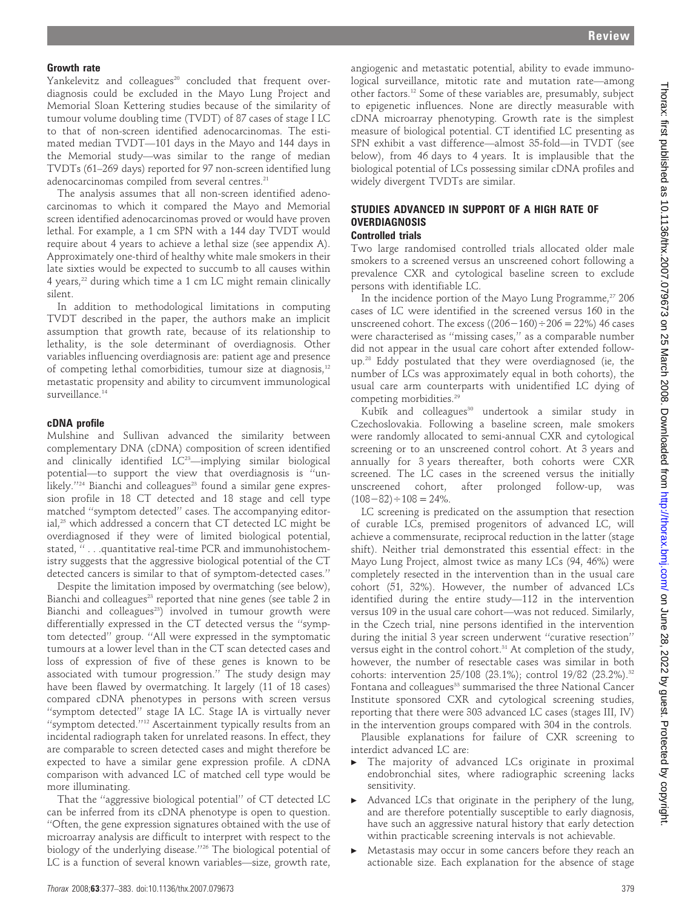### Growth rate

Yankelevitz and colleagues[20] concluded that frequent overdiagnosis could be excluded in the Mayo Lung Project and Memorial Sloan Kettering studies because of the similarity of tumour volume doubling time (TVDT) of 87 cases of stage I LC to that of non-screen identified adenocarcinomas. The estimated median TVDT—101 days in the Mayo and 144 days in the Memorial study—was similar to the range of median TVDTs (61–269 days) reported for 97 non-screen identified lung adenocarcinomas compiled from several centres.[21]

The analysis assumes that all non-screen identified adenocarcinomas to which it compared the Mayo and Memorial screen identified adenocarcinomas proved or would have proven lethal. For example, a 1 cm SPN with a 144 day TVDT would require about 4 years to achieve a lethal size (see appendix A). Approximately one-third of healthy white male smokers in their late sixties would be expected to succumb to all causes within 4 years,[22] during which time a 1 cm LC might remain clinically silent.

In addition to methodological limitations in computing TVDT described in the paper, the authors make an implicit assumption that growth rate, because of its relationship to lethality, is the sole determinant of overdiagnosis. Other variables influencing overdiagnosis are: patient age and presence of competing lethal comorbidities, tumour size at diagnosis,[12] metastatic propensity and ability to circumvent immunological surveillance.[14]

### cDNA profile

Mulshine and Sullivan advanced the similarity between complementary DNA (cDNA) composition of screen identified and clinically identified LC[23]—implying similar biological potential—to support the view that overdiagnosis is "unlikely."[24] Bianchi and colleagues[23] found a similar gene expression profile in 18 CT detected and 18 stage and cell type matched "symptom detected" cases. The accompanying editorial,[25] which addressed a concern that CT detected LC might be overdiagnosed if they were of limited biological potential, stated, "...quantitative real-time PCR and immunohistochemistry suggests that the aggressive biological potential of the CT detected cancers is similar to that of symptom-detected cases."

Despite the limitation imposed by overmatching (see below), Bianchi and colleagues[23] reported that nine genes (see table 2 in Bianchi and colleagues[23]) involved in tumour growth were differentially expressed in the CT detected versus the "symptom detected" group. "All were expressed in the symptomatic tumours at a lower level than in the CT scan detected cases and loss of expression of five of these genes is known to be associated with tumour progression." The study design may have been flawed by overmatching. It largely (11 of 18 cases) compared cDNA phenotypes in persons with screen versus "symptom detected" stage IA LC. Stage IA is virtually never "symptom detected."[12] Ascertainment typically results from an incidental radiograph taken for unrelated reasons. In effect, they are comparable to screen detected cases and might therefore be expected to have a similar gene expression profile. A cDNA comparison with advanced LC of matched cell type would be more illuminating.

That the "aggressive biological potential" of CT detected LC can be inferred from its cDNA phenotype is open to question. "Often, the gene expression signatures obtained with the use of microarray analysis are difficult to interpret with respect to the biology of the underlying disease."[26] The biological potential of LC is a function of several known variables—size, growth rate, angiogenic and metastatic potential, ability to evade immunological surveillance, mitotic rate and mutation rate—among other factors.[12] Some of these variables are, presumably, subject to epigenetic influences. None are directly measurable with cDNA microarray phenotyping. Growth rate is the simplest measure of biological potential. CT identified LC presenting as SPN exhibit a vast difference—almost 35-fold—in TVDT (see below), from 46 days to 4 years. It is implausible that the biological potential of LCs possessing similar cDNA profiles and widely divergent TVDTs are similar.

## STUDIES ADVANCED IN SUPPORT OF A HIGH RATE OF OVERDIAGNOSIS

### Controlled trials

Two large randomised controlled trials allocated older male smokers to a screened versus an unscreened cohort following a prevalence CXR and cytological baseline screen to exclude persons with identifiable LC.

In the incidence portion of the Mayo Lung Programme,[27] 206 cases of LC were identified in the screened versus 160 in the unscreened cohort. The excess ((206−160)÷206 = 22%) 46 cases were characterised as "missing cases," as a comparable number did not appear in the usual care cohort after extended follow-up.[28] Eddy postulated that they were overdiagnosed (ie, the number of LCs was approximately equal in both cohorts), the usual care arm counterparts with unidentified LC dying of competing morbidities.[29]

Kubïk and colleagues[30] undertook a similar study in Czechoslovakia. Following a baseline screen, male smokers were randomly allocated to semi-annual CXR and cytological screening or to an unscreened control cohort. At 3 years and annually for 3 years thereafter, both cohorts were CXR screened. The LC cases in the screened versus the initially unscreened cohort, after prolonged follow-up, was (108−82)÷108 = 24%.

LC screening is predicated on the assumption that resection of curable LCs, premised progenitors of advanced LC, will achieve a commensurate, reciprocal reduction in the latter (stage shift). Neither trial demonstrated this essential effect: in the Mayo Lung Project, almost twice as many LCs (94, 46%) were completely resected in the intervention than in the usual care cohort (51, 32%). However, the number of advanced LCs identified during the entire study—112 in the intervention versus 109 in the usual care cohort—was not reduced. Similarly, in the Czech trial, nine persons identified in the intervention during the initial 3 year screen underwent "curative resection" versus eight in the control cohort.[31] At completion of the study, however, the number of resectable cases was similar in both cohorts: intervention 25/108 (23.1%); control 19/82 (23.2%).[32] Fontana and colleagues[33] summarised the three National Cancer Institute sponsored CXR and cytological screening studies, reporting that there were 303 advanced LC cases (stages III, IV) in the intervention groups compared with 304 in the controls.

Plausible explanations for failure of CXR screening to interdict advanced LC are:

- The majority of advanced LCs originate in proximal endobronchial sites, where radiographic screening lacks sensitivity.
- Advanced LCs that originate in the periphery of the lung, and are therefore potentially susceptible to early diagnosis, have such an aggressive natural history that early detection within practicable screening intervals is not achievable.
- Metastasis may occur in some cancers before they reach an actionable size. Each explanation for the absence of stage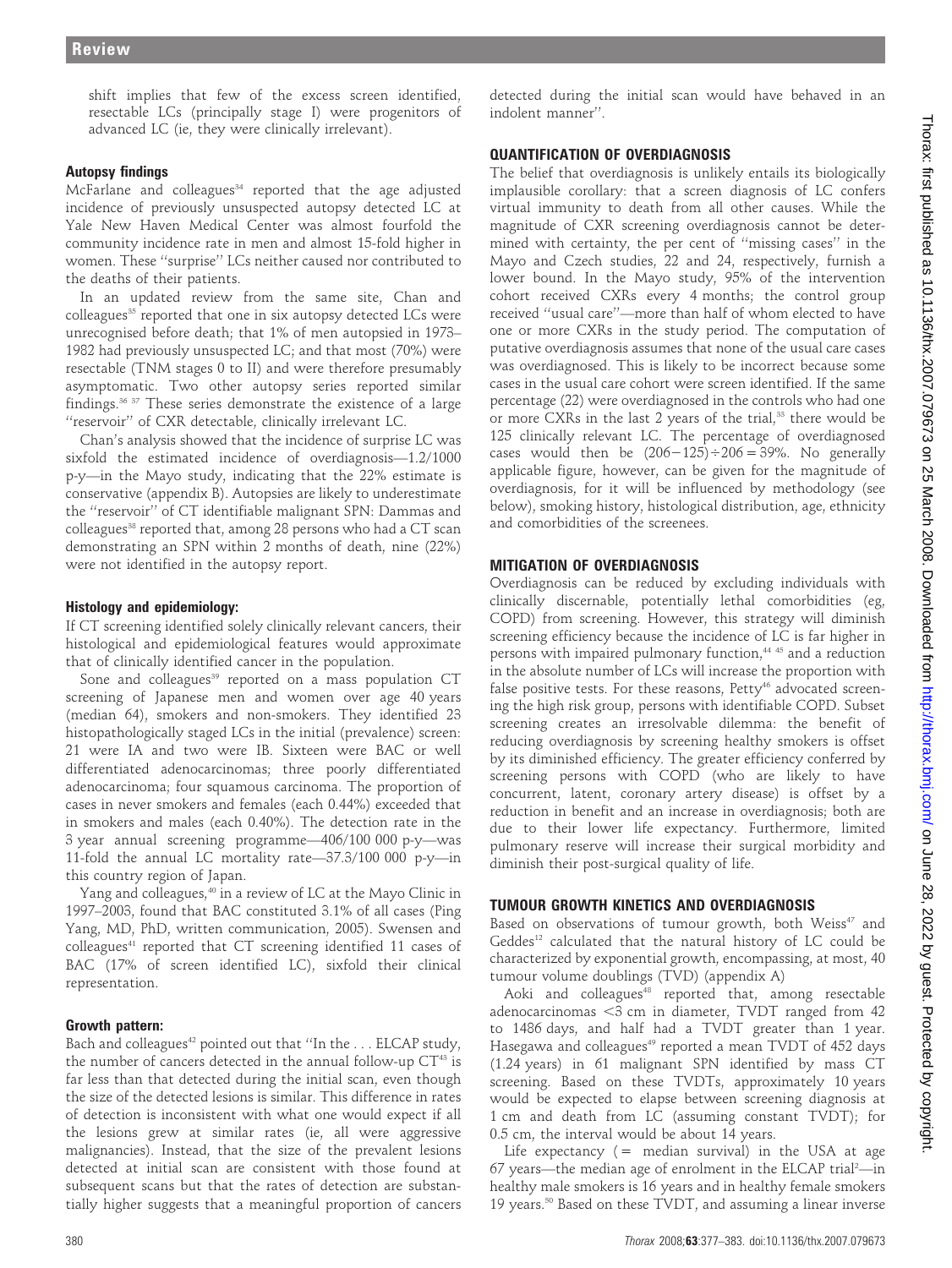shift implies that few of the excess screen identified, resectable LCs (principally stage I) were progenitors of advanced LC (ie, they were clinically irrelevant).

### Autopsy findings

McFarlane and colleagues[34] reported that the age adjusted incidence of previously unsuspected autopsy detected LC at Yale New Haven Medical Center was almost fourfold the community incidence rate in men and almost 15-fold higher in women. These "surprise" LCs neither caused nor contributed to the deaths of their patients.

In an updated review from the same site, Chan and colleagues[35] reported that one in six autopsy detected LCs were unrecognised before death; that 1% of men autopsied in 1973–1982 had previously unsuspected LC; and that most (70%) were resectable (TNM stages 0 to II) and were therefore presumably asymptomatic. Two other autopsy series reported similar findings.[36 37] These series demonstrate the existence of a large "reservoir" of CXR detectable, clinically irrelevant LC.

Chan's analysis showed that the incidence of surprise LC was sixfold the estimated incidence of overdiagnosis—1.2/1000 p-y—in the Mayo study, indicating that the 22% estimate is conservative (appendix B). Autopsies are likely to underestimate the "reservoir" of CT identifiable malignant SPN: Dammas and colleagues[38] reported that, among 28 persons who had a CT scan demonstrating an SPN within 2 months of death, nine (22%) were not identified in the autopsy report.

### Histology and epidemiology:

If CT screening identified solely clinically relevant cancers, their histological and epidemiological features would approximate that of clinically identified cancer in the population.

Sone and colleagues[39] reported on a mass population CT screening of Japanese men and women over age 40 years (median 64), smokers and non-smokers. They identified 23 histopathologically staged LCs in the initial (prevalence) screen: 21 were IA and two were IB. Sixteen were BAC or well differentiated adenocarcinomas; three poorly differentiated adenocarcinoma; four squamous carcinoma. The proportion of cases in never smokers and females (each 0.44%) exceeded that in smokers and males (each 0.40%). The detection rate in the 3 year annual screening programme—406/100 000 p-y—was 11-fold the annual LC mortality rate—37.3/100 000 p-y—in this country region of Japan.

Yang and colleagues,[40] in a review of LC at the Mayo Clinic in 1997–2003, found that BAC constituted 3.1% of all cases (Ping Yang, MD, PhD, written communication, 2005). Swensen and colleagues[41] reported that CT screening identified 11 cases of BAC (17% of screen identified LC), sixfold their clinical representation.

### Growth pattern:

Bach and colleagues[42] pointed out that "In the . . . ELCAP study, the number of cancers detected in the annual follow-up CT[43] is far less than that detected during the initial scan, even though the size of the detected lesions is similar. This difference in rates of detection is inconsistent with what one would expect if all the lesions grew at similar rates (ie, all were aggressive malignancies). Instead, that the size of the prevalent lesions detected at initial scan are consistent with those found at subsequent scans but that the rates of detection are substantially higher suggests that a meaningful proportion of cancers detected during the initial scan would have behaved in an indolent manner".

## QUANTIFICATION OF OVERDIAGNOSIS

The belief that overdiagnosis is unlikely entails its biologically implausible corollary: that a screen diagnosis of LC confers virtual immunity to death from all other causes. While the magnitude of CXR screening overdiagnosis cannot be determined with certainty, the per cent of "missing cases" in the Mayo and Czech studies, 22 and 24, respectively, furnish a lower bound. In the Mayo study, 95% of the intervention cohort received CXRs every 4 months; the control group received "usual care"—more than half of whom elected to have one or more CXRs in the study period. The computation of putative overdiagnosis assumes that none of the usual care cases was overdiagnosed. This is likely to be incorrect because some cases in the usual care cohort were screen identified. If the same percentage (22) were overdiagnosed in the controls who had one or more CXRs in the last 2 years of the trial,[33] there would be 125 clinically relevant LC. The percentage of overdiagnosed cases would then be $(206-125)\div206 = 39\%$. No generally applicable figure, however, can be given for the magnitude of overdiagnosis, for it will be influenced by methodology (see below), smoking history, histological distribution, age, ethnicity and comorbidities of the screenees.

## MITIGATION OF OVERDIAGNOSIS

Overdiagnosis can be reduced by excluding individuals with clinically discernable, potentially lethal comorbidities (eg, COPD) from screening. However, this strategy will diminish screening efficiency because the incidence of LC is far higher in persons with impaired pulmonary function,[44 45] and a reduction in the absolute number of LCs will increase the proportion with false positive tests. For these reasons, Petty[46] advocated screening the high risk group, persons with identifiable COPD. Subset screening creates an irresolvable dilemma: the benefit of reducing overdiagnosis by screening healthy smokers is offset by its diminished efficiency. The greater efficiency conferred by screening persons with COPD (who are likely to have concurrent, latent, coronary artery disease) is offset by a reduction in benefit and an increase in overdiagnosis; both are due to their lower life expectancy. Furthermore, limited pulmonary reserve will increase their surgical morbidity and diminish their post-surgical quality of life.

## TUMOUR GROWTH KINETICS AND OVERDIAGNOSIS

Based on observations of tumour growth, both Weiss[47] and Geddes[12] calculated that the natural history of LC could be characterized by exponential growth, encompassing, at most, 40 tumour volume doublings (TVD) (appendix A)

Aoki and colleagues[48] reported that, among resectable adenocarcinomas <3 cm in diameter, TVDT ranged from 42 to 1486 days, and half had a TVDT greater than 1 year. Hasegawa and colleagues[49] reported a mean TVDT of 452 days (1.24 years) in 61 malignant SPN identified by mass CT screening. Based on these TVDTs, approximately 10 years would be expected to elapse between screening diagnosis at 1 cm and death from LC (assuming constant TVDT); for 0.5 cm, the interval would be about 14 years.

Life expectancy (= median survival) in the USA at age 67 years—the median age of enrolment in the ELCAP trial[2]—in healthy male smokers is 16 years and in healthy female smokers 19 years.[50] Based on these TVDT, and assuming a linear inverse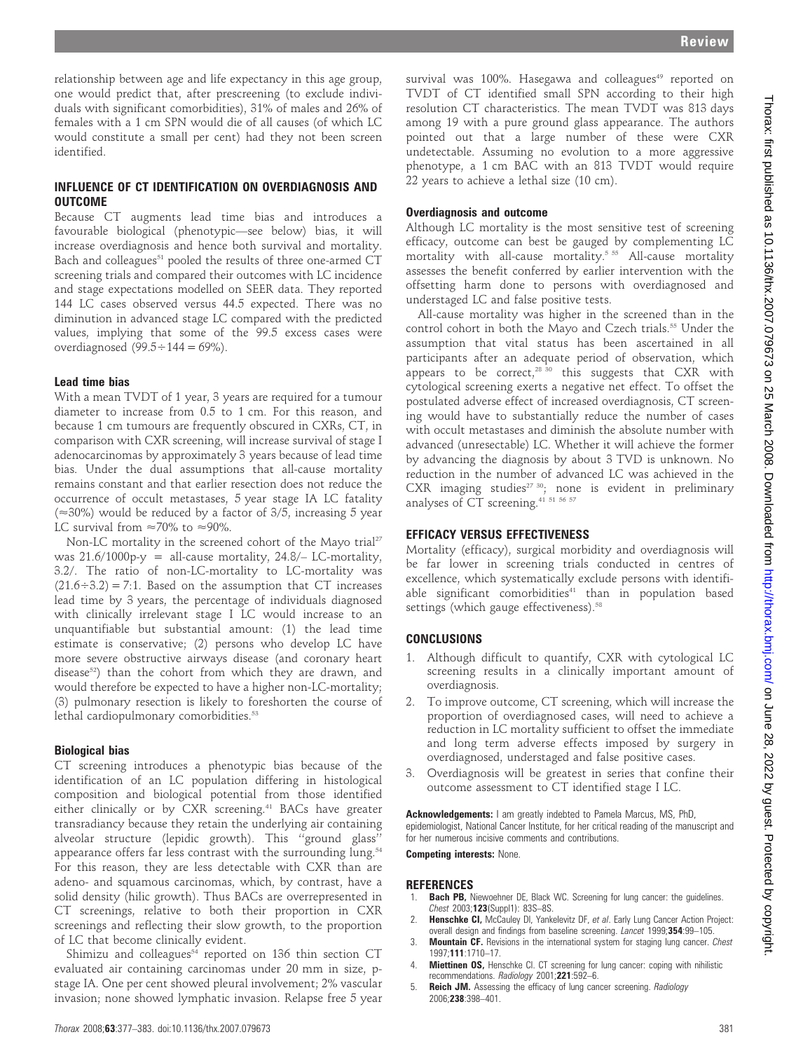relationship between age and life expectancy in this age group, one would predict that, after prescreening (to exclude individuals with significant comorbidities), 31% of males and 26% of females with a 1 cm SPN would die of all causes (of which LC would constitute a small per cent) had they not been screen identified.

## INFLUENCE OF CT IDENTIFICATION ON OVERDIAGNOSIS AND OUTCOME

Because CT augments lead time bias and introduces a favourable biological (phenotypic—see below) bias, it will increase overdiagnosis and hence both survival and mortality. Bach and colleagues[51] pooled the results of three one-armed CT screening trials and compared their outcomes with LC incidence and stage expectations modelled on SEER data. They reported 144 LC cases observed versus 44.5 expected. There was no diminution in advanced stage LC compared with the predicted values, implying that some of the 99.5 excess cases were overdiagnosed ($99.5 \div 144 = 69\%$).

### Lead time bias

With a mean TVDT of 1 year, 3 years are required for a tumour diameter to increase from 0.5 to 1 cm. For this reason, and because 1 cm tumours are frequently obscured in CXRs, CT, in comparison with CXR screening, will increase survival of stage I adenocarcinomas by approximately 3 years because of lead time bias. Under the dual assumptions that all-cause mortality remains constant and that earlier resection does not reduce the occurrence of occult metastases, 5 year stage IA LC fatality ($\approx$30%) would be reduced by a factor of 3/5, increasing 5 year LC survival from $\approx$70% to $\approx$90%.

Non-LC mortality in the screened cohort of the Mayo trial[27] was 21.6/1000p-y = all-cause mortality, 24.8/– LC-mortality, 3.2/. The ratio of non-LC-mortality to LC-mortality was ($21.6 \div 3.2$) = 7:1. Based on the assumption that CT increases lead time by 3 years, the percentage of individuals diagnosed with clinically irrelevant stage I LC would increase to an unquantifiable but substantial amount: (1) the lead time estimate is conservative; (2) persons who develop LC have more severe obstructive airways disease (and coronary heart disease[52]) than the cohort from which they are drawn, and would therefore be expected to have a higher non-LC-mortality; (3) pulmonary resection is likely to foreshorten the course of lethal cardiopulmonary comorbidities.[53]

### Biological bias

CT screening introduces a phenotypic bias because of the identification of an LC population differing in histological composition and biological potential from those identified either clinically or by CXR screening.[41] BACs have greater transradiancy because they retain the underlying air containing alveolar structure (lepidic growth). This "ground glass" appearance offers far less contrast with the surrounding lung.[54] For this reason, they are less detectable with CXR than are adeno- and squamous carcinomas, which, by contrast, have a solid density (hilic growth). Thus BACs are overrepresented in CT screenings, relative to both their proportion in CXR screenings and reflecting their slow growth, to the proportion of LC that become clinically evident.

Shimizu and colleagues[54] reported on 136 thin section CT evaluated air containing carcinomas under 20 mm in size, p-stage IA. One per cent showed pleural involvement; 2% vascular invasion; none showed lymphatic invasion. Relapse free 5 year survival was 100%. Hasegawa and colleagues[49] reported on TVDT of CT identified small SPN according to their high resolution CT characteristics. The mean TVDT was 813 days among 19 with a pure ground glass appearance. The authors pointed out that a large number of these were CXR undetectable. Assuming no evolution to a more aggressive phenotype, a 1 cm BAC with an 813 TVDT would require 22 years to achieve a lethal size (10 cm).

### Overdiagnosis and outcome

Although LC mortality is the most sensitive test of screening efficacy, outcome can best be gauged by complementing LC mortality with all-cause mortality.[5 55] All-cause mortality assesses the benefit conferred by earlier intervention with the offsetting harm done to persons with overdiagnosed and understaged LC and false positive tests.

All-cause mortality was higher in the screened than in the control cohort in both the Mayo and Czech trials.[55] Under the assumption that vital status has been ascertained in all participants after an adequate period of observation, which appears to be correct,[28 30] this suggests that CXR with cytological screening exerts a negative net effect. To offset the postulated adverse effect of increased overdiagnosis, CT screening would have to substantially reduce the number of cases with occult metastases and diminish the absolute number with advanced (unresectable) LC. Whether it will achieve the former by advancing the diagnosis by about 3 TVD is unknown. No reduction in the number of advanced LC was achieved in the CXR imaging studies[27 30]; none is evident in preliminary analyses of CT screening.[41 51 56 57]

## EFFICACY VERSUS EFFECTIVENESS

Mortality (efficacy), surgical morbidity and overdiagnosis will be far lower in screening trials conducted in centres of excellence, which systematically exclude persons with identifiable significant comorbidities[41] than in population based settings (which gauge effectiveness).[58]

## CONCLUSIONS

1. Although difficult to quantify, CXR with cytological LC screening results in a clinically important amount of overdiagnosis.
2. To improve outcome, CT screening, which will increase the proportion of overdiagnosed cases, will need to achieve a reduction in LC mortality sufficient to offset the immediate and long term adverse effects imposed by surgery in overdiagnosed, understaged and false positive cases.
3. Overdiagnosis will be greatest in series that confine their outcome assessment to CT identified stage I LC.

**Acknowledgements:** I am greatly indebted to Pamela Marcus, MS, PhD, epidemiologist, National Cancer Institute, for her critical reading of the manuscript and for her numerous incisive comments and contributions.

**Competing interests:** None.

## REFERENCES

1. **Bach PB,** Niewoehner DE, Black WC. Screening for lung cancer: the guidelines. *Chest* 2003;**123**(Suppl1): 83S–8S.
2. **Henschke CI,** McCauley DI, Yankelevitz DF, *et al*. Early Lung Cancer Action Project: overall design and findings from baseline screening. *Lancet* 1999;**354**:99–105.
3. **Mountain CF.** Revisions in the international system for staging lung cancer. *Chest* 1997;**111**:1710–17.
4. **Miettinen OS,** Henschke CI. CT screening for lung cancer: coping with nihilistic recommendations. *Radiology* 2001;**221**:592–6.
5. **Reich JM.** Assessing the efficacy of lung cancer screening. *Radiology* 2006;**238**:398–401.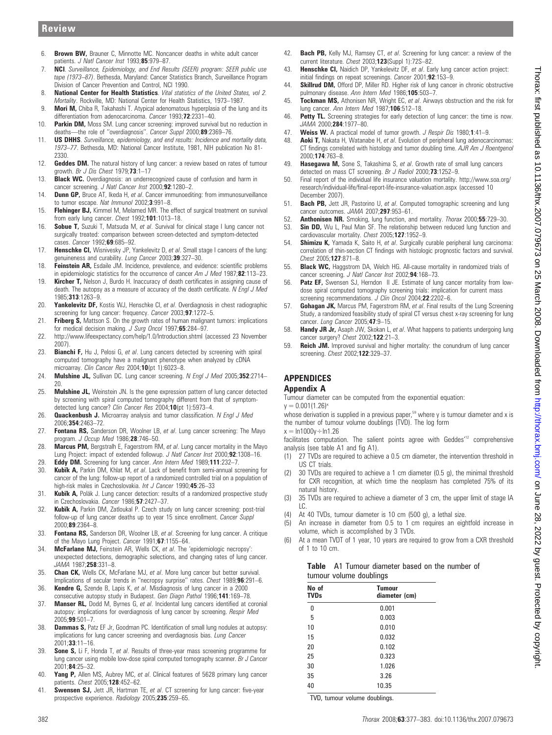6. **Brown BW,** Brauner C, Minnotte MC. Noncancer deaths in white adult cancer patients. *J Natl Cancer Inst* 1993;**85**:979–87.
7. **NCI**. *Surveillance, Epidemiology, and End Results (SEER) program: SEER public use tape (1973–87)*. Bethesda, Maryland: Cancer Statistics Branch, Surveillance Program Division of Cancer Prevention and Control, NCI 1990.
8. **National Center for Health Statistics**. *Vital statistics of the United States, vol 2. Mortality*. Rockville, MD: National Center for Health Statistics, 1973–1987.
9. **Mori M,** Chiba R, Takahashi T. Atypical adenomatous hyperplasia of the lung and its differentiation from adenocarcinoma. *Cancer* 1993;**72**:2331–40.
10. **Parkin DM,** Moss SM. Lung cancer screening: improved survival but no reduction in deaths—the role of "overdiagnosis". *Cancer Suppl* 2000;**89**:2369–76.
11. **US DHHS**. *Surveillance, epidemiology, and end results: Incidence and mortality data, 1973–77*. Bethesda, MD: National Cancer Institute, 1981, NIH publication No 81-2330.
12. **Geddes DM.** The natural history of lung cancer: a review based on rates of tumour growth. *Br J Dis Chest* 1979;**73**:1–17
13. **Black WC.** Overdiagnosis: an underrecognized cause of confusion and harm in cancer screening. *J Natl Cancer Inst* 2000;**92**:1280–2.
14. **Dunn GP,** Bruce AT, Ikeda H, *et al*. Cancer immunoediting: from immunosurveillance to tumor escape. *Nat Immunol* 2002;**3**:991–8.
15. **Flehinger BJ,** Kimmel M, Melamed MR. The effect of surgical treatment on survival from early lung cancer. *Chest* 1992;**101**:1013–18.
16. **Sobue T,** Suzuki T, Matsuda M, *et al*. Survival for clinical stage I lung cancer not surgically treated: comparison between screen-detected and symptom-detected cases. *Cancer* 1992;**69**:685–92.
17. **Henschke CI,** Wisnivesky JP, Yankelevitz D, *et al*. Small stage I cancers of the lung: genuineness and curability. *Lung Cancer* 2003;**39**:327–30.
18. **Feinstein AR,** Esdaile JM. Incidence, prevalence, and evidence: scientific problems in epidemiologic statistics for the occurrence of cancer *Am J Med* 1987;**82**:113–23.
19. **Kircher T,** Nelson J, Burdo H. Inaccuracy of death certificates in assigning cause of death. The autopsy as a measure of accuracy of the death certificate. *N Engl J Med* 1985;**313**:1263–9.
20. **Yankelevitz DF,** Kostis WJ, Henschke CI, *et al*. Overdiagnosis in chest radiographic screening for lung cancer: frequency. *Cancer* 2003;**97**:1272–5.
21. **Friberg S,** Mattson S. On the growth rates of human malignant tumors: implications for medical decision making. *J Surg Oncol* 1997;**65**:284–97.
22. http://www.lifeexpectancy.com/help/1.0/Introduction.shtml (accessed 23 November 2007).
23. **Bianchi F,** Hu J, Pelosi G, *et al*. Lung cancers detected by screening with spiral computed tomography have a malignant phenotype when analyzed by cDNA microarray. *Clin Cancer Res* 2004;**10**(pt 1):6023–8.
24. **Mulshine JL,** Sullivan DC. Lung cancer screening. *N Engl J Med* 2005;**352**:2714–20.
25. **Mulshine JL,** Weinstein JN. Is the gene expression pattern of lung cancer detected by screening with spiral computed tomography different from that of symptom-detected lung cancer? *Clin Cancer Res* 2004;**10**(pt 1):5973–4.
26. **Quackenbush J.** Microarray analysis and tumor classification. *N Engl J Med* 2006;**354**:2463–72.
27. **Fontana RS,** Sanderson DR, Woolner LB, *et al*. Lung cancer screening: The Mayo program. *J Occup Med* 1986;**28**:746–50.
28. **Marcus PM,** Bergstralh E, Fagerstrom RM, *et al*. Lung cancer mortality in the Mayo Lung Project: impact of extended followup. *J Natl Cancer Inst* 2000;**92**:1308–16.
29. **Eddy DM.** Screening for lung cancer. *Ann Intern Med* 1989;**111**:232–7.
30. **Kubík A,** Parkin DM, Khlat M, *et al*. Lack of benefit from semi-annual screening for cancer of the lung: follow-up report of a randomized controlled trial on a population of high-risk males in Czechoslovakia. *Int J Cancer* 1990;**45**:26–33
31. **Kubík A,** Polák J. Lung cancer detection: results of a randomized prospective study in Czechoslovakia. *Cancer* 1986;**57**:2427–37.
32. **Kubík A,** Parkin DM, Zatloukal P. Czech study on lung cancer screening: post-trial follow-up of lung cancer deaths up to year 15 since enrollment. *Cancer Suppl* 2000;**89**:2364–8.
33. **Fontana RS,** Sanderson DR, Woolner LB, *et al*. Screening for lung cancer. A critique of the Mayo Lung Project. *Cancer* 1991;**67**:1155–64.
34. **McFarlane MJ,** Feinstein AR, Wells CK, *et al*. The 'epidemiologic necropsy': unexpected detections, demographic selections, and changing rates of lung cancer. *JAMA* 1987;**258**:331–8.
35. **Chan CK,** Wells CK, McFarlane MJ, *et al*. More lung cancer but better survival. Implications of secular trends in "necropsy surprise" rates. *Chest* 1989;**96**:291–6.
36. **Kendre G,** Szende B, Lapis K, *et al*. Misdiagnosis of lung cancer in a 2000 consecutive autopsy study in Budapest. *Gen Diagn Pathol* 1996;**141**:169–78.
37. **Manser RL,** Dodd M, Byrnes G, *et al*. Incidental lung cancers identified at coronial autopsy: implications for overdiagnosis of lung cancer by screening. *Respir Med* 2005;**99**:501–7.
38. **Dammas S,** Patz EF Jr, Goodman PC. Identification of small lung nodules at autopsy: implications for lung cancer screening and overdiagnosis bias. *Lung Cancer* 2001;**33**:11–16.
39. **Sone S,** Li F, Honda T, *et al*. Results of three-year mass screening programme for lung cancer using mobile low-dose spiral computed tomography scanner. *Br J Cancer* 2001;**84**:25–32.
40. **Yang P,** Allen MS, Aubrey MC, *et al*. Clinical features of 5628 primary lung cancer patients. *Chest* 2005;**128**:452–62.
41. **Swensen SJ,** Jett JR, Hartman TE, *et al*. CT screening for lung cancer: five-year prospective experience. *Radiology* 2005;**235**:259–65.
42. **Bach PB,** Kelly MJ, Ramsey CT, *et al*. Screening for lung cancer: a review of the current literature. *Chest* 2003;**123**(Suppl 1):72S–82.
43. **Henschke CI,** Naidich DP, Yankelevitz DF, *et al*. Early lung cancer action project: initial findings on repeat screenings. *Cancer* 2001;**92**:153–9.
44. **Skillrud DM,** Offord DP, Miller RD. Higher risk of lung cancer in chronic obstructive pulmonary disease. *Ann Intern Med* 1986;**105**:503–7.
45. **Tockman MS,** Athonisen NR, Wright EC, *et al*. Airways obstruction and the risk for lung cancer. *Ann Intern Med* 1987;**106**:512–18.
46. **Petty TL.** Screening strategies for early detection of lung cancer: the time is now. *JAMA* 2000;**284**:1977–80.
47. **Weiss W.** A practical model of tumor growth. *J Respir Dis* 1980;**1**:41–9.
48. **Aoki T,** Nakata H, Watanabe H, *et al*. Evolution of peripheral lung adenocarcinomas: CT findings correlated with histology and tumor doubling time. *AJR Am J Roentgenol* 2000;**174**:763–8.
49. **Hasegawa M,** Sone S, Takashima S, *et al*. Growth rate of small lung cancers detected on mass CT screening. *Br J Radiol* 2000;**73**:1252–9.
50. Final report of the individual life insurance valuation mortality. http://www.soa.org/research/individual-life/final-report-life-insurance-valuation.aspx (accessed 10 December 2007).
51. **Bach PB,** Jett JR, Pastorino U, *et al*. Computed tomographic screening and lung cancer outcomes. *JAMA* 2007;**297**:953–61.
52. **Anthonisen NR.** Smoking, lung function, and mortality. *Thorax* 2000;**55**:729–30.
53. **Sin DD,** Wu L, Paul Man SF. The relationship between reduced lung function and cardiovascular mortality. *Chest* 2005;**127**:1952–9.
54. **Shimizu K,** Yamada K, Saito H, *et al*. Surgically curable peripheral lung carcinoma: correlation of thin-section CT findings with histologic prognostic factors and survival. *Chest* 2005;**127**:871–8.
55. **Black WC,** Haggstrom DA, Welch HG. All-cause mortality in randomized trials of cancer screening. *J Natl Cancer Inst* 2002;**94**:168–73.
56. **Patz EF,** Swensen SJ, Herndon II JE. Estimate of lung cancer mortality from low-dose spiral computed tomography screening trials: implication for current mass screening recommendations. *J Clin Oncol* 2004;**22**:2202–6.
57. **Gohagan JK,** Marcus PM, Fagerstrom RM, *et al*. Final results of the Lung Screening Study, a randomized feasibility study of spiral CT versus chest x-ray screening for lung cancer. *Lung Cancer* 2005;**47**:9–15.
58. **Handy JR Jr,** Asaph JW, Skokan L, *et al*. What happens to patients undergoing lung cancer surgery? *Chest* 2002;**122**:21–3.
59. **Reich JM.** Improved survival and higher mortality: the conundrum of lung cancer screening. *Chest* 2002;**122**:329–37.

## APPENDICES

### Appendix A

Tumour diameter can be computed from the exponential equation:

$$y = 0.001(1.26)^x$$

whose derivation is supplied in a previous paper,[59] where y is tumour diameter and x is the number of tumour volume doublings (TVD). The log form

$$x = \ln 1000y \div \ln 1.26$$

facilitates computation. The salient points agree with Geddes'[12] comprehensive analysis (see table A1 and fig A1).

1. 27 TVDs are required to achieve a 0.5 cm diameter, the intervention threshold in US CT trials.
2. 30 TVDs are required to achieve a 1 cm diameter (0.5 g), the minimal threshold for CXR recognition, at which time the neoplasm has completed 75% of its natural history.
3. 35 TVDs are required to achieve a diameter of 3 cm, the upper limit of stage IA LC.
4. At 40 TVDs, tumour diameter is 10 cm (500 g), a lethal size.
5. An increase in diameter from 0.5 to 1 cm requires an eightfold increase in volume, which is accomplished by 3 TVDs.
6. At a mean TVDT of 1 year, 10 years are required to grow from a CXR threshold of 1 to 10 cm.

**Table** A1 Tumour diameter based on the number of tumour volume doublings

| No of TVDs | Tumour diameter (cm) |
|---|---|
| 0 | 0.001 |
| 5 | 0.003 |
| 10 | 0.010 |
| 15 | 0.032 |
| 20 | 0.102 |
| 25 | 0.323 |
| 30 | 1.026 |
| 35 | 3.26 |
| 40 | 10.35 |

TVD, tumour volume doublings.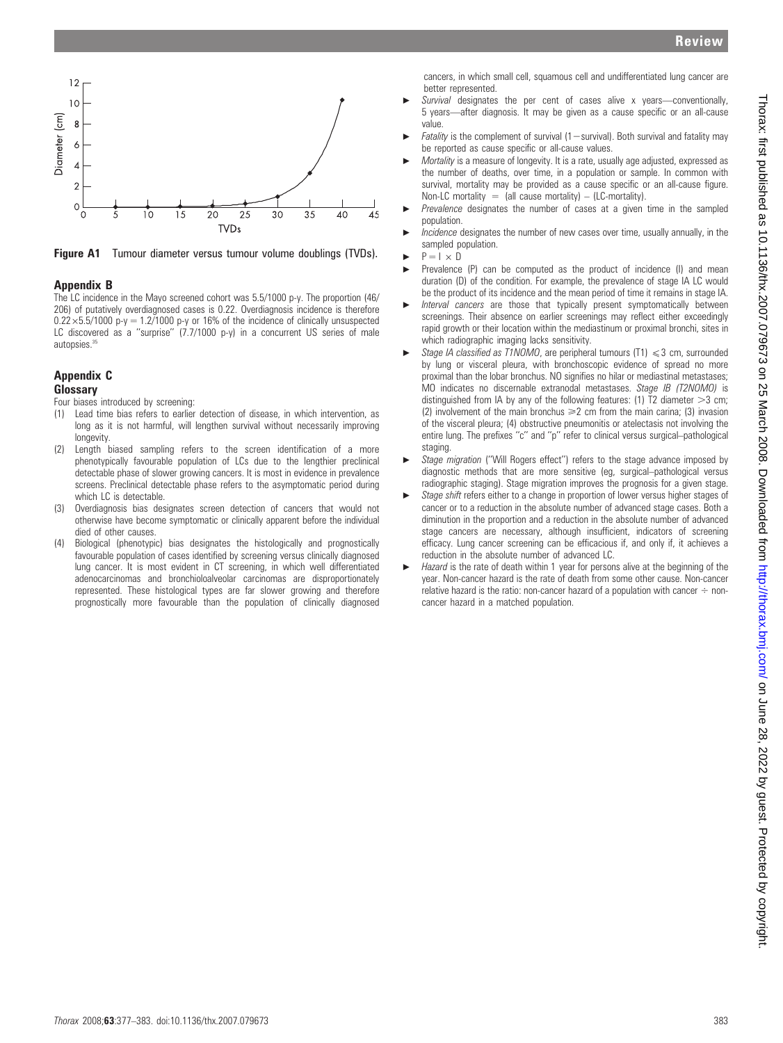12
10
8
6
4
2
0

Diameter (cm)

0 5 10 15 20 25 30 35 40 45

TVDs

**Figure A1** Tumour diameter versus tumour volume doublings (TVDs).

## Appendix B

The LC incidence in the Mayo screened cohort was 5.5/1000 p-y. The proportion (46/206) of putatively overdiagnosed cases is 0.22. Overdiagnosis incidence is therefore $0.22 \times 5.5/1000$ p-y $= 1.2/1000$ p-y or 16% of the incidence of clinically unsuspected LC discovered as a "surprise" (7.7/1000 p-y) in a concurrent US series of male autopsies.[35]

## Appendix C

### Glossary

Four biases introduced by screening:

1. Lead time bias refers to earlier detection of disease, in which intervention, as long as it is not harmful, will lengthen survival without necessarily improving longevity.
2. Length biased sampling refers to the screen identification of a more phenotypically favourable population of LCs due to the lengthier preclinical detectable phase of slower growing cancers. It is most in evidence in prevalence screens. Preclinical detectable phase refers to the asymptomatic period during which LC is detectable.
3. Overdiagnosis bias designates screen detection of cancers that would not otherwise have become symptomatic or clinically apparent before the individual died of other causes.
4. Biological (phenotypic) bias designates the histologically and prognostically favourable population of cases identified by screening versus clinically diagnosed lung cancer. It is most evident in CT screening, in which well differentiated adenocarcinomas and bronchioloalveolar carcinomas are disproportionately represented. These histological types are far slower growing and therefore prognostically more favourable than the population of clinically diagnosed cancers, in which small cell, squamous cell and undifferentiated lung cancer are better represented.

- *Survival* designates the per cent of cases alive x years—conventionally, 5 years—after diagnosis. It may be given as a cause specific or an all-cause value.
- *Fatality* is the complement of survival (1−survival). Both survival and fatality may be reported as cause specific or all-cause values.
- *Mortality* is a measure of longevity. It is a rate, usually age adjusted, expressed as the number of deaths, over time, in a population or sample. In common with survival, mortality may be provided as a cause specific or an all-cause figure. Non-LC mortality = (all cause mortality) − (LC-mortality).
- *Prevalence* designates the number of cases at a given time in the sampled population.
- *Incidence* designates the number of new cases over time, usually annually, in the sampled population.
- $P = I \times D$
- Prevalence (P) can be computed as the product of incidence (I) and mean duration (D) of the condition. For example, the prevalence of stage IA LC would be the product of its incidence and the mean period of time it remains in stage IA.
- *Interval cancers* are those that typically present symptomatically between screenings. Their absence on earlier screenings may reflect either exceedingly rapid growth or their location within the mediastinum or proximal bronchi, sites in which radiographic imaging lacks sensitivity.
- *Stage IA classified as T1N0M0*, are peripheral tumours (T1) $\leqslant 3$ cm, surrounded by lung or visceral pleura, with bronchoscopic evidence of spread no more proximal than the lobar bronchus. N0 signifies no hilar or mediastinal metastases; M0 indicates no discernable extranodal metastases. *Stage IB (T2N0M0)* is distinguished from IA by any of the following features: (1) T2 diameter $>3$ cm; (2) involvement of the main bronchus $\geqslant 2$ cm from the main carina; (3) invasion of the visceral pleura; (4) obstructive pneumonitis or atelectasis not involving the entire lung. The prefixes "c" and "p" refer to clinical versus surgical–pathological staging.
- *Stage migration* ("Will Rogers effect") refers to the stage advance imposed by diagnostic methods that are more sensitive (eg, surgical–pathological versus radiographic staging). Stage migration improves the prognosis for a given stage.
- *Stage shift* refers either to a change in proportion of lower versus higher stages of cancer or to a reduction in the absolute number of advanced stage cases. Both a diminution in the proportion and a reduction in the absolute number of advanced stage cancers are necessary, although insufficient, indicators of screening efficacy. Lung cancer screening can be efficacious if, and only if, it achieves a reduction in the absolute number of advanced LC.
- *Hazard* is the rate of death within 1 year for persons alive at the beginning of the year. Non-cancer hazard is the rate of death from some other cause. Non-cancer relative hazard is the ratio: non-cancer hazard of a population with cancer ÷ non-cancer hazard in a matched population.